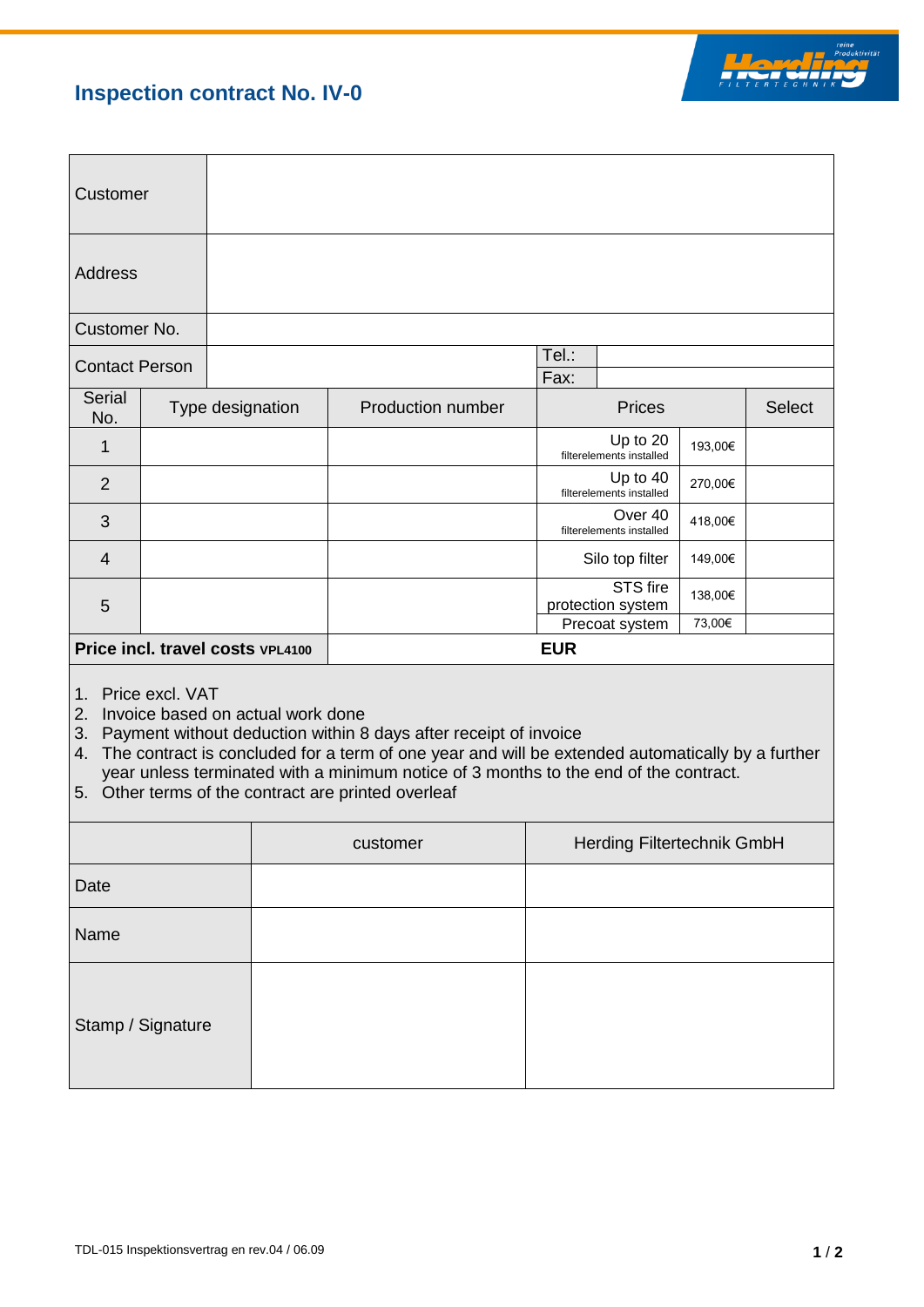# Inspection contract No. IV-0

| | |
|---|---|
| Customer | |
| Address | |
| Customer No. | |
| Contact Person | Tel.: <br> Fax: |

| Serial No. | Type designation | Production number | Prices | | Select |
|---|---|---|---|---|---|
| 1 | | | Up to 20 filterelements installed | 193,00€ | |
| 2 | | | Up to 40 filterelements installed | 270,00€ | |
| 3 | | | Over 40 filterelements installed | 418,00€ | |
| 4 | | | Silo top filter | 149,00€ | |
| 5 | | | STS fire protection system | 138,00€ | |
| | | | Precoat system | 73,00€ | |
| **Price incl. travel costs VPL4100** | | **EUR** | | | |

1. Price excl. VAT
2. Invoice based on actual work done
3. Payment without deduction within 8 days after receipt of invoice
4. The contract is concluded for a term of one year and will be extended automatically by a further year unless terminated with a minimum notice of 3 months to the end of the contract.
5. Other terms of the contract are printed overleaf

| | customer | Herding Filtertechnik GmbH |
|---|---|---|
| Date | | |
| Name | | |
| Stamp / Signature | | |

TDL-015 Inspektionsvertrag en rev.04 / 06.09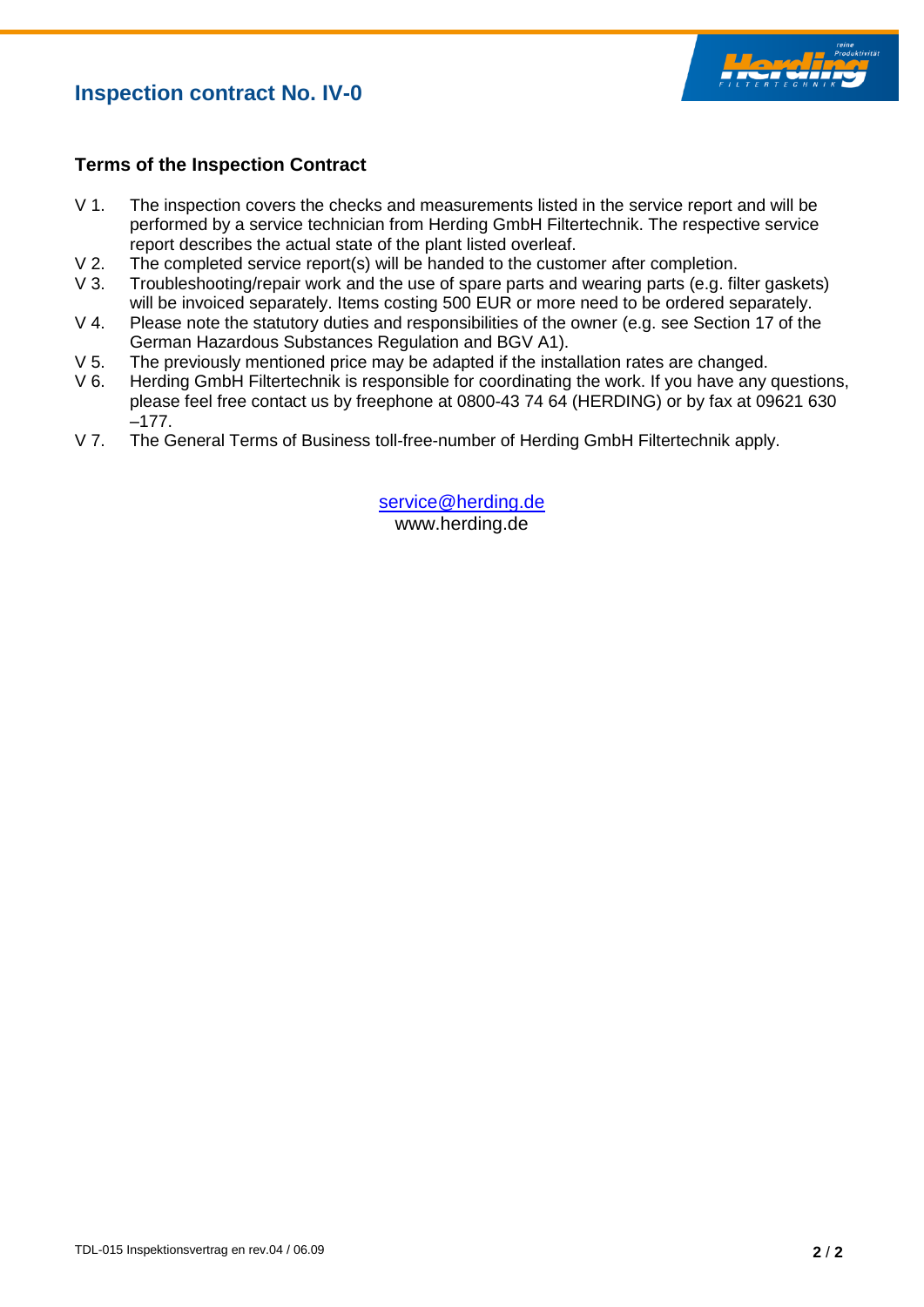# Inspection contract No. IV-0

## Terms of the Inspection Contract

V 1. The inspection covers the checks and measurements listed in the service report and will be performed by a service technician from Herding GmbH Filtertechnik. The respective service report describes the actual state of the plant listed overleaf.

V 2. The completed service report(s) will be handed to the customer after completion.

V 3. Troubleshooting/repair work and the use of spare parts and wearing parts (e.g. filter gaskets) will be invoiced separately. Items costing 500 EUR or more need to be ordered separately.

V 4. Please note the statutory duties and responsibilities of the owner (e.g. see Section 17 of the German Hazardous Substances Regulation and BGV A1).

V 5. The previously mentioned price may be adapted if the installation rates are changed.

V 6. Herding GmbH Filtertechnik is responsible for coordinating the work. If you have any questions, please feel free contact us by freephone at 0800-43 74 64 (HERDING) or by fax at 09621 630 –177.

V 7. The General Terms of Business toll-free-number of Herding GmbH Filtertechnik apply.

service@herding.de
www.herding.de

TDL-015 Inspektionsvertrag en rev.04 / 06.09